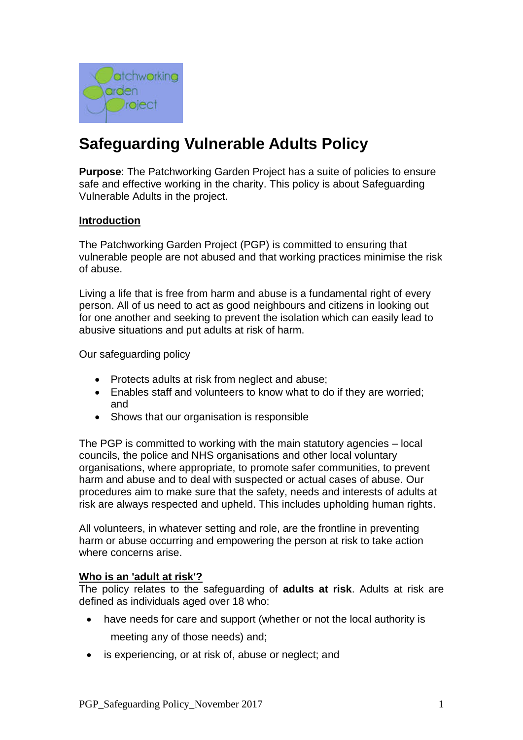# Safeguarding Vulnerable Adults Policy

**Purpose**: The Patchworking Garden Project has a suite of policies to ensure safe and effective working in the charity. This policy is about Safeguarding Vulnerable Adults in the project.

## Introduction

The Patchworking Garden Project (PGP) is committed to ensuring that vulnerable people are not abused and that working practices minimise the risk of abuse.

Living a life that is free from harm and abuse is a fundamental right of every person. All of us need to act as good neighbours and citizens in looking out for one another and seeking to prevent the isolation which can easily lead to abusive situations and put adults at risk of harm.

Our safeguarding policy

- Protects adults at risk from neglect and abuse;
- Enables staff and volunteers to know what to do if they are worried; and
- Shows that our organisation is responsible

The PGP is committed to working with the main statutory agencies – local councils, the police and NHS organisations and other local voluntary organisations, where appropriate, to promote safer communities, to prevent harm and abuse and to deal with suspected or actual cases of abuse. Our procedures aim to make sure that the safety, needs and interests of adults at risk are always respected and upheld. This includes upholding human rights.

All volunteers, in whatever setting and role, are the frontline in preventing harm or abuse occurring and empowering the person at risk to take action where concerns arise.

## Who is an 'adult at risk'?

The policy relates to the safeguarding of **adults at risk**. Adults at risk are defined as individuals aged over 18 who:

- have needs for care and support (whether or not the local authority is meeting any of those needs) and;
- is experiencing, or at risk of, abuse or neglect; and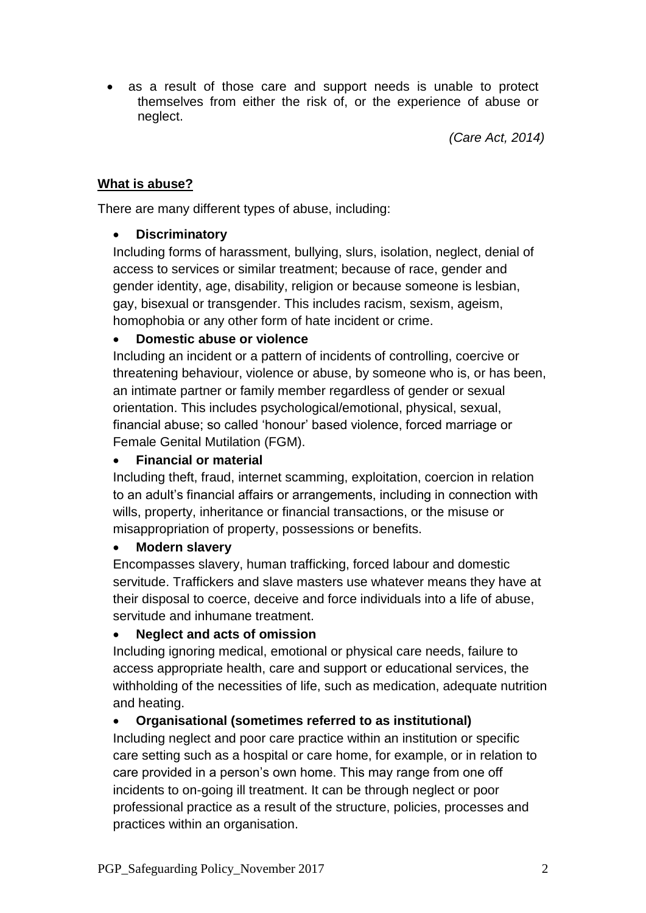- as a result of those care and support needs is unable to protect themselves from either the risk of, or the experience of abuse or neglect.

*(Care Act, 2014)*

**What is abuse?**

There are many different types of abuse, including:

- **Discriminatory**
  Including forms of harassment, bullying, slurs, isolation, neglect, denial of access to services or similar treatment; because of race, gender and gender identity, age, disability, religion or because someone is lesbian, gay, bisexual or transgender. This includes racism, sexism, ageism, homophobia or any other form of hate incident or crime.
- **Domestic abuse or violence**
  Including an incident or a pattern of incidents of controlling, coercive or threatening behaviour, violence or abuse, by someone who is, or has been, an intimate partner or family member regardless of gender or sexual orientation. This includes psychological/emotional, physical, sexual, financial abuse; so called 'honour' based violence, forced marriage or Female Genital Mutilation (FGM).
- **Financial or material**
  Including theft, fraud, internet scamming, exploitation, coercion in relation to an adult's financial affairs or arrangements, including in connection with wills, property, inheritance or financial transactions, or the misuse or misappropriation of property, possessions or benefits.
- **Modern slavery**
  Encompasses slavery, human trafficking, forced labour and domestic servitude. Traffickers and slave masters use whatever means they have at their disposal to coerce, deceive and force individuals into a life of abuse, servitude and inhumane treatment.
- **Neglect and acts of omission**
  Including ignoring medical, emotional or physical care needs, failure to access appropriate health, care and support or educational services, the withholding of the necessities of life, such as medication, adequate nutrition and heating.
- **Organisational (sometimes referred to as institutional)**
  Including neglect and poor care practice within an institution or specific care setting such as a hospital or care home, for example, or in relation to care provided in a person's own home. This may range from one off incidents to on-going ill treatment. It can be through neglect or poor professional practice as a result of the structure, policies, processes and practices within an organisation.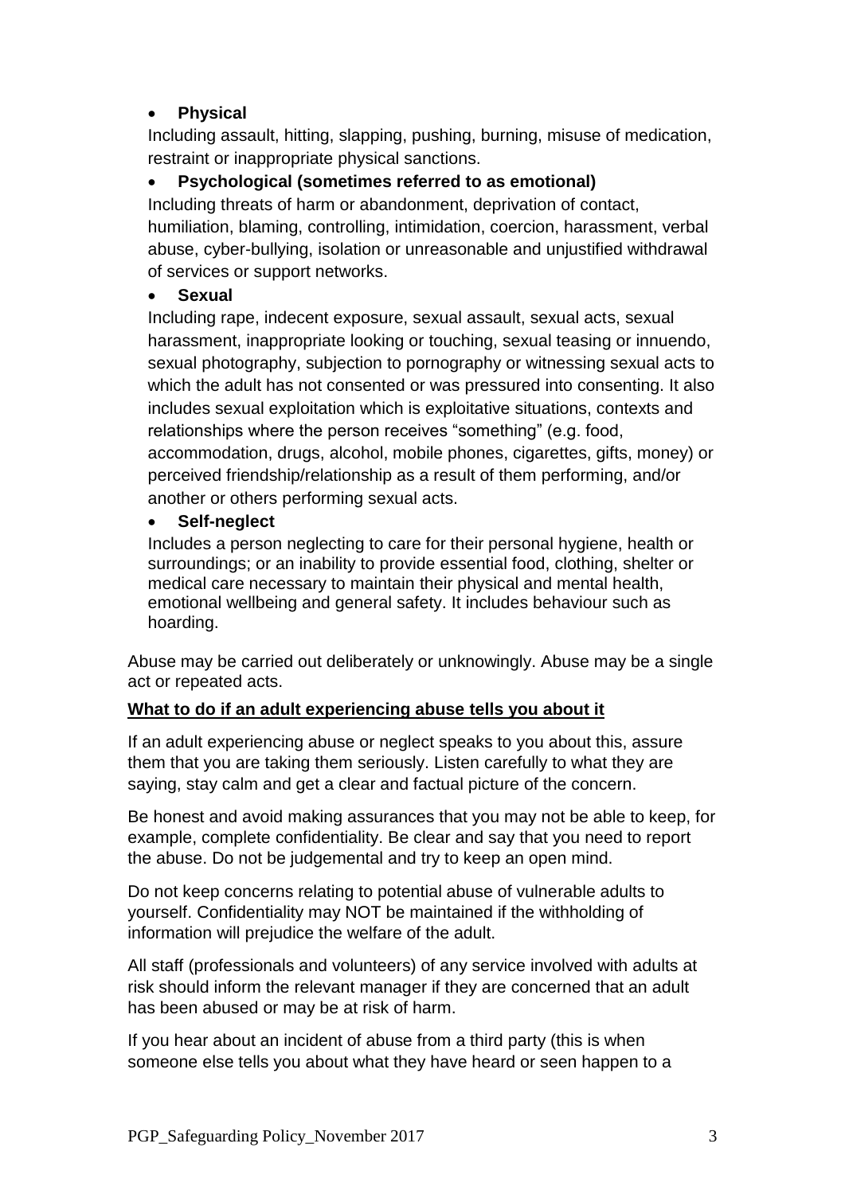- **Physical**

  Including assault, hitting, slapping, pushing, burning, misuse of medication, restraint or inappropriate physical sanctions.

- **Psychological (sometimes referred to as emotional)**

  Including threats of harm or abandonment, deprivation of contact, humiliation, blaming, controlling, intimidation, coercion, harassment, verbal abuse, cyber-bullying, isolation or unreasonable and unjustified withdrawal of services or support networks.

- **Sexual**

  Including rape, indecent exposure, sexual assault, sexual acts, sexual harassment, inappropriate looking or touching, sexual teasing or innuendo, sexual photography, subjection to pornography or witnessing sexual acts to which the adult has not consented or was pressured into consenting. It also includes sexual exploitation which is exploitative situations, contexts and relationships where the person receives "something" (e.g. food, accommodation, drugs, alcohol, mobile phones, cigarettes, gifts, money) or perceived friendship/relationship as a result of them performing, and/or another or others performing sexual acts.

- **Self-neglect**

  Includes a person neglecting to care for their personal hygiene, health or surroundings; or an inability to provide essential food, clothing, shelter or medical care necessary to maintain their physical and mental health, emotional wellbeing and general safety. It includes behaviour such as hoarding.

Abuse may be carried out deliberately or unknowingly. Abuse may be a single act or repeated acts.

**<u>What to do if an adult experiencing abuse tells you about it</u>**

If an adult experiencing abuse or neglect speaks to you about this, assure them that you are taking them seriously. Listen carefully to what they are saying, stay calm and get a clear and factual picture of the concern.

Be honest and avoid making assurances that you may not be able to keep, for example, complete confidentiality. Be clear and say that you need to report the abuse. Do not be judgemental and try to keep an open mind.

Do not keep concerns relating to potential abuse of vulnerable adults to yourself. Confidentiality may NOT be maintained if the withholding of information will prejudice the welfare of the adult.

All staff (professionals and volunteers) of any service involved with adults at risk should inform the relevant manager if they are concerned that an adult has been abused or may be at risk of harm.

If you hear about an incident of abuse from a third party (this is when someone else tells you about what they have heard or seen happen to a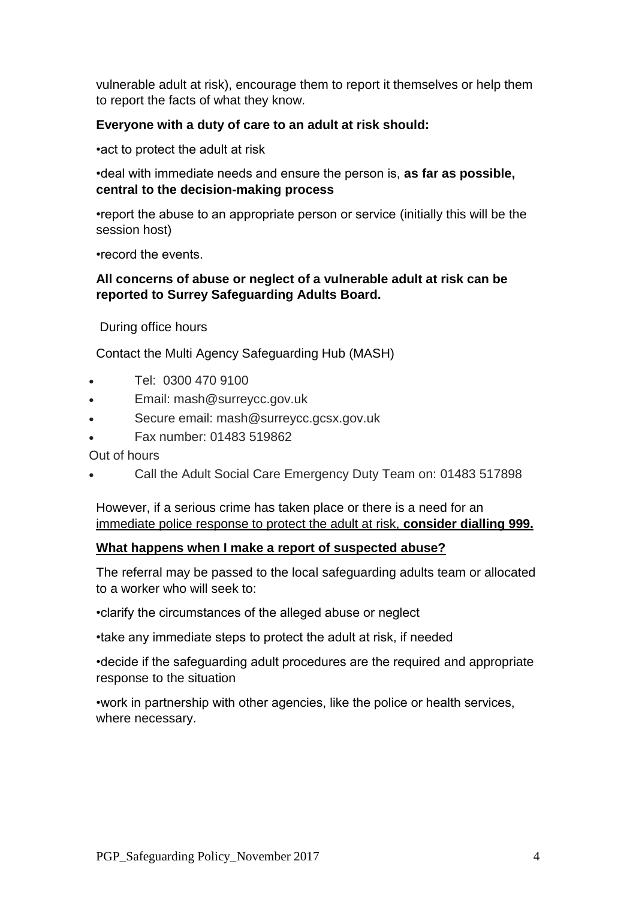vulnerable adult at risk), encourage them to report it themselves or help them to report the facts of what they know.

**Everyone with a duty of care to an adult at risk should:**

•act to protect the adult at risk

•deal with immediate needs and ensure the person is, **as far as possible, central to the decision-making process**

•report the abuse to an appropriate person or service (initially this will be the session host)

•record the events.

**All concerns of abuse or neglect of a vulnerable adult at risk can be reported to Surrey Safeguarding Adults Board.**

During office hours

Contact the Multi Agency Safeguarding Hub (MASH)

- Tel: 0300 470 9100
- Email: mash@surreycc.gov.uk
- Secure email: mash@surreycc.gcsx.gov.uk
- Fax number: 01483 519862

Out of hours

- Call the Adult Social Care Emergency Duty Team on: 01483 517898

However, if a serious crime has taken place or there is a need for an <u>immediate police response to protect the adult at risk, **consider dialling 999.**</u>

<u>**What happens when I make a report of suspected abuse?**</u>

The referral may be passed to the local safeguarding adults team or allocated to a worker who will seek to:

•clarify the circumstances of the alleged abuse or neglect

•take any immediate steps to protect the adult at risk, if needed

•decide if the safeguarding adult procedures are the required and appropriate response to the situation

•work in partnership with other agencies, like the police or health services, where necessary.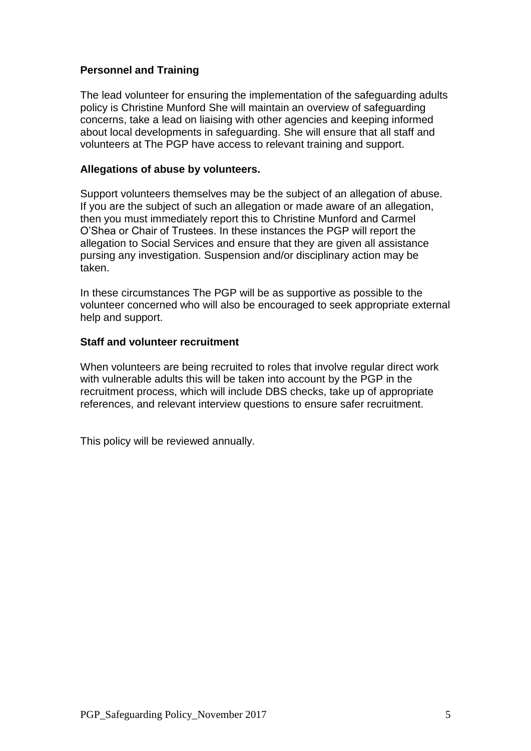**Personnel and Training**

The lead volunteer for ensuring the implementation of the safeguarding adults policy is Christine Munford She will maintain an overview of safeguarding concerns, take a lead on liaising with other agencies and keeping informed about local developments in safeguarding. She will ensure that all staff and volunteers at The PGP have access to relevant training and support.

**Allegations of abuse by volunteers.**

Support volunteers themselves may be the subject of an allegation of abuse. If you are the subject of such an allegation or made aware of an allegation, then you must immediately report this to Christine Munford and Carmel O'Shea or Chair of Trustees. In these instances the PGP will report the allegation to Social Services and ensure that they are given all assistance pursing any investigation. Suspension and/or disciplinary action may be taken.

In these circumstances The PGP will be as supportive as possible to the volunteer concerned who will also be encouraged to seek appropriate external help and support.

**Staff and volunteer recruitment**

When volunteers are being recruited to roles that involve regular direct work with vulnerable adults this will be taken into account by the PGP in the recruitment process, which will include DBS checks, take up of appropriate references, and relevant interview questions to ensure safer recruitment.

This policy will be reviewed annually.